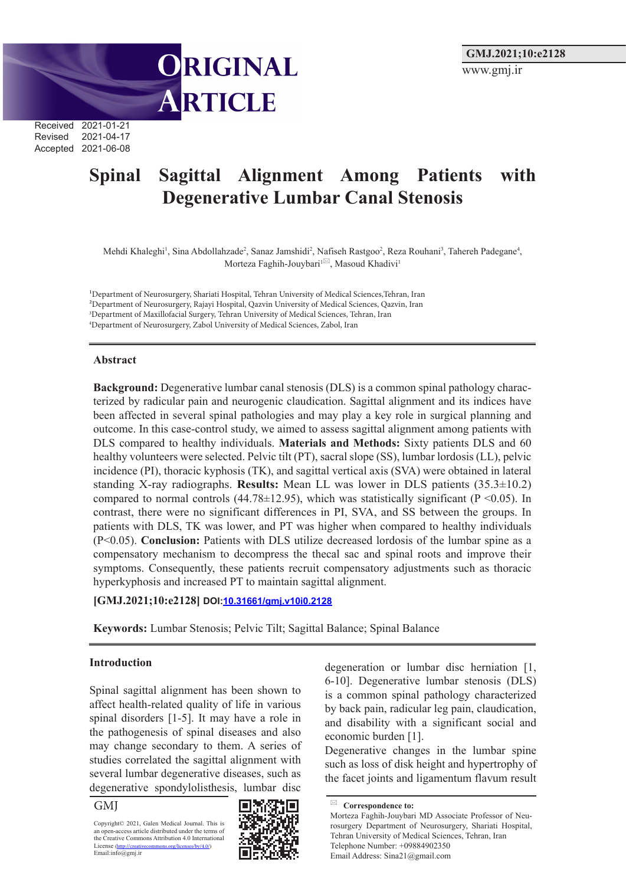ORIGINAL ARTICLE

Received 2021-01-21
Revised 2021-04-17
Accepted 2021-06-08

# Spinal Sagittal Alignment Among Patients with Degenerative Lumbar Canal Stenosis

Mehdi Khaleghi[1], Sina Abdollahzade[2], Sanaz Jamshidi[2], Nafiseh Rastgoo[2], Reza Rouhani[3], Tahereh Padegane[4], Morteza Faghih-Jouybari[1], Masoud Khadivi[1]

[1]Department of Neurosurgery, Shariati Hospital, Tehran University of Medical Sciences,Tehran, Iran
[2]Department of Neurosurgery, Rajayi Hospital, Qazvin University of Medical Sciences, Qazvin, Iran
[3]Department of Maxillofacial Surgery, Tehran University of Medical Sciences, Tehran, Iran
[4]Department of Neurosurgery, Zabol University of Medical Sciences, Zabol, Iran

## Abstract

**Background:** Degenerative lumbar canal stenosis (DLS) is a common spinal pathology characterized by radicular pain and neurogenic claudication. Sagittal alignment and its indices have been affected in several spinal pathologies and may play a key role in surgical planning and outcome. In this case-control study, we aimed to assess sagittal alignment among patients with DLS compared to healthy individuals. **Materials and Methods:** Sixty patients DLS and 60 healthy volunteers were selected. Pelvic tilt (PT), sacral slope (SS), lumbar lordosis (LL), pelvic incidence (PI), thoracic kyphosis (TK), and sagittal vertical axis (SVA) were obtained in lateral standing X-ray radiographs. **Results:** Mean LL was lower in DLS patients (35.3±10.2) compared to normal controls (44.78±12.95), which was statistically significant ($P < 0.05$). In contrast, there were no significant differences in PI, SVA, and SS between the groups. In patients with DLS, TK was lower, and PT was higher when compared to healthy individuals ($P<0.05$). **Conclusion:** Patients with DLS utilize decreased lordosis of the lumbar spine as a compensatory mechanism to decompress the thecal sac and spinal roots and improve their symptoms. Consequently, these patients recruit compensatory adjustments such as thoracic hyperkyphosis and increased PT to maintain sagittal alignment.

**[GMJ.2021;10:e2128] DOI:10.31661/gmj.v10i0.2128**

**Keywords:** Lumbar Stenosis; Pelvic Tilt; Sagittal Balance; Spinal Balance

## Introduction

Spinal sagittal alignment has been shown to affect health-related quality of life in various spinal disorders [1-5]. It may have a role in the pathogenesis of spinal diseases and also may change secondary to them. A series of studies correlated the sagittal alignment with several lumbar degenerative diseases, such as degenerative spondylolisthesis, lumbar disc degeneration or lumbar disc herniation [1, 6-10]. Degenerative lumbar canal stenosis (DLS) is a common spinal pathology characterized by back pain, radicular leg pain, claudication, and disability with a significant social and economic burden [1].

Degenerative changes in the lumbar spine such as loss of disk height and hypertrophy of the facet joints and ligamentum flavum result

Copyright© 2021, Galen Medical Journal. This is an open-access article distributed under the terms of the Creative Commons Attribution 4.0 International License (http://creativecommons.org/licenses/by/4.0/)
Email:info@gmj.ir

**Correspondence to:**
Morteza Faghih-Jouybari MD Associate Professor of Neurosurgery Department of Neurosurgery, Shariati Hospital, Tehran University of Medical Sciences, Tehran, Iran
Telephone Number: +09884902350
Email Address: Sina21@gmail.com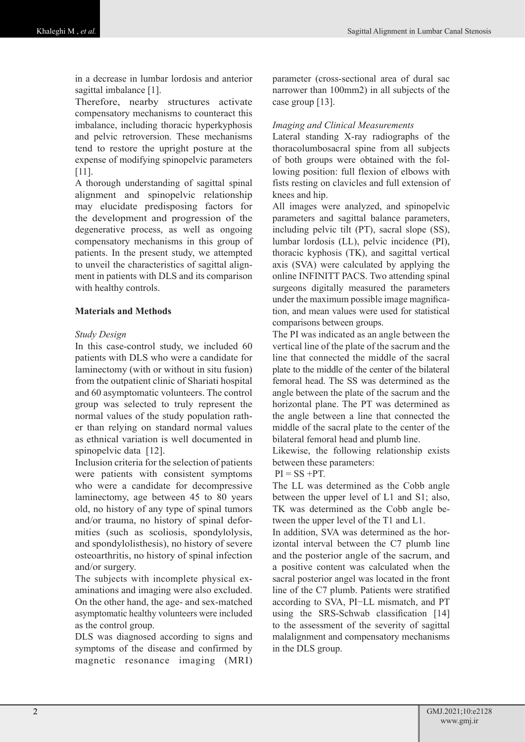in a decrease in lumbar lordosis and anterior sagittal imbalance [1].

Therefore, nearby structures activate compensatory mechanisms to counteract this imbalance, including thoracic hyperkyphosis and pelvic retroversion. These mechanisms tend to restore the upright posture at the expense of modifying spinopelvic parameters [11].

A thorough understanding of sagittal spinal alignment and spinopelvic relationship may elucidate predisposing factors for the development and progression of the degenerative process, as well as ongoing compensatory mechanisms in this group of patients. In the present study, we attempted to unveil the characteristics of sagittal alignment in patients with DLS and its comparison with healthy controls.

## Materials and Methods

### *Study Design*

In this case-control study, we included 60 patients with DLS who were a candidate for laminectomy (with or without in situ fusion) from the outpatient clinic of Shariati hospital and 60 asymptomatic volunteers. The control group was selected to truly represent the normal values of the study population rather than relying on standard normal values as ethnical variation is well documented in spinopelvic data [12].

Inclusion criteria for the selection of patients were patients with consistent symptoms who were a candidate for decompressive laminectomy, age between 45 to 80 years old, no history of any type of spinal tumors and/or trauma, no history of spinal deformities (such as scoliosis, spondylolysis, and spondylolisthesis), no history of severe osteoarthritis, no history of spinal infection and/or surgery.

The subjects with incomplete physical examinations and imaging were also excluded. On the other hand, the age- and sex-matched asymptomatic healthy volunteers were included as the control group.

DLS was diagnosed according to signs and symptoms of the disease and confirmed by magnetic resonance imaging (MRI) parameter (cross-sectional area of dural sac narrower than 100mm2) in all subjects of the case group [13].

### *Imaging and Clinical Measurements*

Lateral standing X-ray radiographs of the thoracolumbosacral spine from all subjects of both groups were obtained with the following position: full flexion of elbows with fists resting on clavicles and full extension of knees and hip.

All images were analyzed, and spinopelvic parameters and sagittal balance parameters, including pelvic tilt (PT), sacral slope (SS), lumbar lordosis (LL), pelvic incidence (PI), thoracic kyphosis (TK), and sagittal vertical axis (SVA) were calculated by applying the online INFINITT PACS. Two attending spinal surgeons digitally measured the parameters under the maximum possible image magnification, and mean values were used for statistical comparisons between groups.

The PI was indicated as an angle between the vertical line of the plate of the sacrum and the line that connected the middle of the sacral plate to the middle of the center of the bilateral femoral head. The SS was determined as the angle between the plate of the sacrum and the horizontal plane. The PT was determined as the angle between a line that connected the middle of the sacral plate to the center of the bilateral femoral head and plumb line.

Likewise, the following relationship exists between these parameters:

$PI = SS + PT$.

The LL was determined as the Cobb angle between the upper level of L1 and S1; also, TK was determined as the Cobb angle between the upper level of the T1 and L1.

In addition, SVA was determined as the horizontal interval between the C7 plumb line and the posterior angle of the sacrum, and a positive content was calculated when the sacral posterior angel was located in the front line of the C7 plumb. Patients were stratified according to SVA, PI−LL mismatch, and PT using the SRS-Schwab classification [14] to the assessment of the severity of sagittal malalignment and compensatory mechanisms in the DLS group.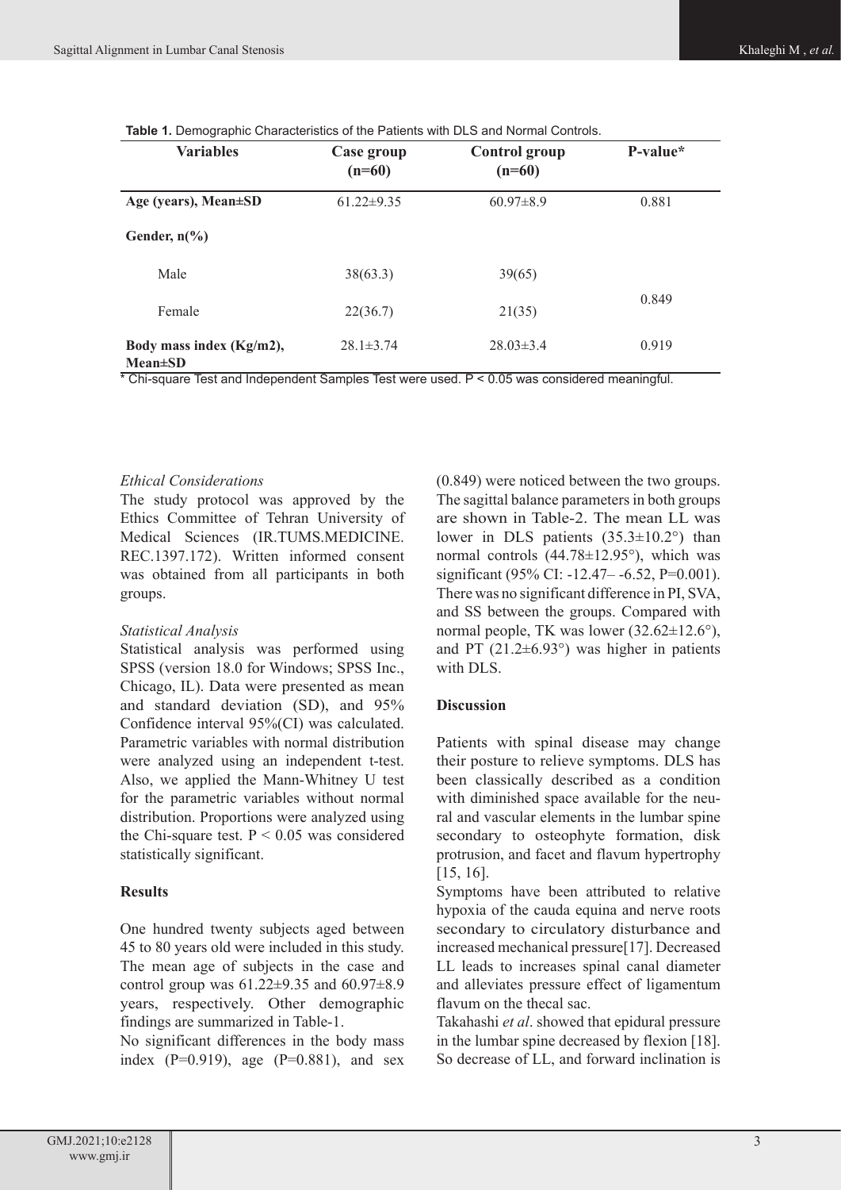**Table 1.** Demographic Characteristics of the Patients with DLS and Normal Controls.

| Variables | Case group (n=60) | Control group (n=60) | P-value* |
|---|---|---|---|
| Age (years), Mean±SD | 61.22±9.35 | 60.97±8.9 | 0.881 |
| Gender, n(%) | | | |
| Male | 38(63.3) | 39(65) | 0.849 |
| Female | 22(36.7) | 21(35) | |
| Body mass index (Kg/m2), Mean±SD | 28.1±3.74 | 28.03±3.4 | 0.919 |

* Chi-square Test and Independent Samples Test were used. P < 0.05 was considered meaningful.

*Ethical Considerations*

The study protocol was approved by the Ethics Committee of Tehran University of Medical Sciences (IR.TUMS.MEDICINE.REC.1397.172). Written informed consent was obtained from all participants in both groups.

*Statistical Analysis*

Statistical analysis was performed using SPSS (version 18.0 for Windows; SPSS Inc., Chicago, IL). Data were presented as mean and standard deviation (SD), and 95% Confidence interval 95%(CI) was calculated. Parametric variables with normal distribution were analyzed using an independent t-test. Also, we applied the Mann-Whitney U test for the parametric variables without normal distribution. Proportions were analyzed using the Chi-square test. $P < 0.05$ was considered statistically significant.

**Results**

One hundred twenty subjects aged between 45 to 80 years old were included in this study. The mean age of subjects in the case and control group was 61.22±9.35 and 60.97±8.9 years, respectively. Other demographic findings are summarized in Table-1.

No significant differences in the body mass index (P=0.919), age (P=0.881), and sex (0.849) were noticed between the two groups. The sagittal balance parameters in both groups are shown in Table-2. The mean LL was lower in DLS patients (35.3±10.2°) than normal controls (44.78±12.95°), which was significant (95% CI: -12.47– -6.52, P=0.001). There was no significant difference in PI, SVA, and SS between the groups. Compared with normal people, TK was lower (32.62±12.6°), and PT (21.2±6.93°) was higher in patients with DLS.

**Discussion**

Patients with spinal disease may change their posture to relieve symptoms. DLS has been classically described as a condition with diminished space available for the neural and vascular elements in the lumbar spine secondary to osteophyte formation, disk protrusion, and facet and flavum hypertrophy [15, 16].

Symptoms have been attributed to relative hypoxia of the cauda equina and nerve roots secondary to circulatory disturbance and increased mechanical pressure[17]. Decreased LL leads to increases spinal canal diameter and alleviates pressure effect of ligamentum flavum on the thecal sac.

Takahashi *et al*. showed that epidural pressure in the lumbar spine decreased by flexion [18]. So decrease of LL, and forward inclination is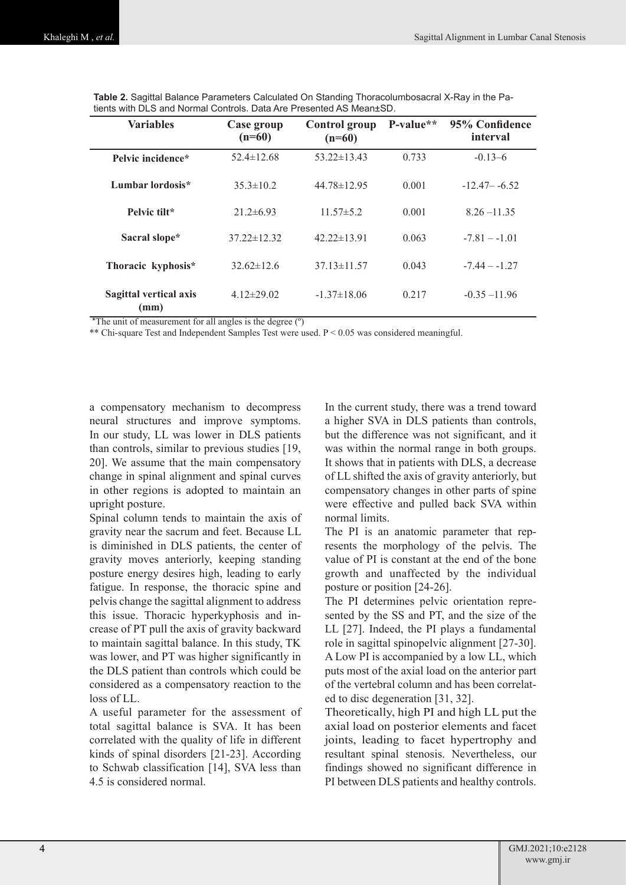**Table 2.** Sagittal Balance Parameters Calculated On Standing Thoracolumbosacral X-Ray in the Patients with DLS and Normal Controls. Data Are Presented AS Mean±SD.

| Variables | Case group (n=60) | Control group (n=60) | P-value** | 95% Confidence interval |
|---|---|---|---|---|
| Pelvic incidence* | 52.4±12.68 | 53.22±13.43 | 0.733 | -0.13–6 |
| Lumbar lordosis* | 35.3±10.2 | 44.78±12.95 | 0.001 | -12.47– -6.52 |
| Pelvic tilt* | 21.2±6.93 | 11.57±5.2 | 0.001 | 8.26 –11.35 |
| Sacral slope* | 37.22±12.32 | 42.22±13.91 | 0.063 | -7.81 – -1.01 |
| Thoracic kyphosis* | 32.62±12.6 | 37.13±11.57 | 0.043 | -7.44 – -1.27 |
| Sagittal vertical axis (mm) | 4.12±29.02 | -1.37±18.06 | 0.217 | -0.35 –11.96 |

*The unit of measurement for all angles is the degree (º)

** Chi-square Test and Independent Samples Test were used. $P < 0.05$ was considered meaningful.

a compensatory mechanism to decompress neural structures and improve symptoms. In our study, LL was lower in DLS patients than controls, similar to previous studies [19, 20]. We assume that the main compensatory change in spinal alignment and spinal curves in other regions is adopted to maintain an upright posture.

Spinal column tends to maintain the axis of gravity near the sacrum and feet. Because LL is diminished in DLS patients, the center of gravity moves anteriorly, keeping standing posture energy desires high, leading to early fatigue. In response, the thoracic spine and pelvis change the sagittal alignment to address this issue. Thoracic hyperkyphosis and increase of PT pull the axis of gravity backward to maintain sagittal balance. In this study, TK was lower, and PT was higher significantly in the DLS patient than controls which could be considered as a compensatory reaction to the loss of LL.

A useful parameter for the assessment of total sagittal balance is SVA. It has been correlated with the quality of life in different kinds of spinal disorders [21-23]. According to Schwab classification [14], SVA less than 4.5 is considered normal.

In the current study, there was a trend toward a higher SVA in DLS patients than controls, but the difference was not significant, and it was within the normal range in both groups. It shows that in patients with DLS, a decrease of LL shifted the axis of gravity anteriorly, but compensatory changes in other parts of spine were effective and pulled back SVA within normal limits.

The PI is an anatomic parameter that represents the morphology of the pelvis. The value of PI is constant at the end of the bone growth and unaffected by the individual posture or position [24-26].

The PI determines pelvic orientation represented by the SS and PT, and the size of the LL [27]. Indeed, the PI plays a fundamental role in sagittal spinopelvic alignment [27-30]. A Low PI is accompanied by a low LL, which puts most of the axial load on the anterior part of the vertebral column and has been correlated to disc degeneration [31, 32].

Theoretically, high PI and high LL put the axial load on posterior elements and facet joints, leading to facet hypertrophy and resultant spinal stenosis. Nevertheless, our findings showed no significant difference in PI between DLS patients and healthy controls.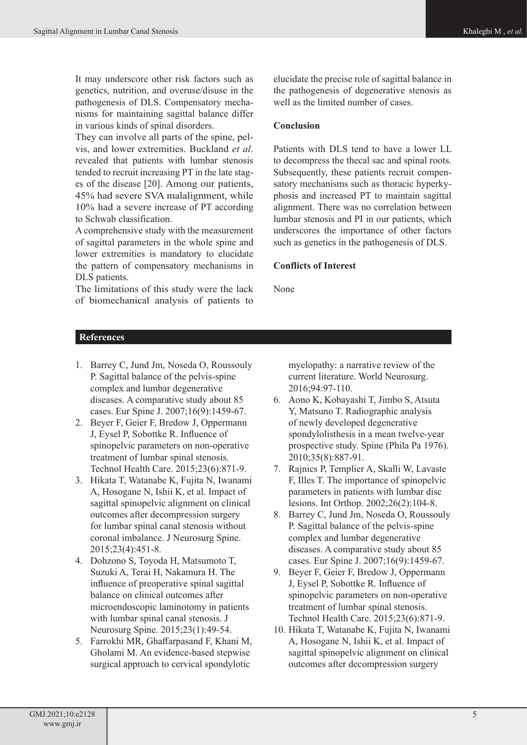It may underscore other risk factors such as genetics, nutrition, and overuse/disuse in the pathogenesis of DLS. Compensatory mechanisms for maintaining sagittal balance differ in various kinds of spinal disorders.

They can involve all parts of the spine, pelvis, and lower extremities. Buckland *et al*. revealed that patients with lumbar stenosis tended to recruit increasing PT in the late stages of the disease [20]. Among our patients, 45% had severe SVA malalignment, while 10% had a severe increase of PT according to Schwab classification.

A comprehensive study with the measurement of sagittal parameters in the whole spine and lower extremities is mandatory to elucidate the pattern of compensatory mechanisms in DLS patients.

The limitations of this study were the lack of biomechanical analysis of patients to elucidate the precise role of sagittal balance in the pathogenesis of degenerative stenosis as well as the limited number of cases.

## Conclusion

Patients with DLS tend to have a lower LL to decompress the thecal sac and spinal roots. Subsequently, these patients recruit compensatory mechanisms such as thoracic hyperkyphosis and increased PT to maintain sagittal alignment. There was no correlation between lumbar stenosis and PI in our patients, which underscores the importance of other factors such as genetics in the pathogenesis of DLS.

## Conflicts of Interest

None

## References

1. Barrey C, Jund Jm, Noseda O, Roussouly P. Sagittal balance of the pelvis-spine complex and lumbar degenerative diseases. A comparative study about 85 cases. Eur Spine J. 2007;16(9):1459-67.
2. Beyer F, Geier F, Bredow J, Oppermann J, Eysel P, Sobottke R. Influence of spinopelvic parameters on non-operative treatment of lumbar spinal stenosis. Technol Health Care. 2015;23(6):871-9.
3. Hikata T, Watanabe K, Fujita N, Iwanami A, Hosogane N, Ishii K, et al. Impact of sagittal spinopelvic alignment on clinical outcomes after decompression surgery for lumbar spinal canal stenosis without coronal imbalance. J Neurosurg Spine. 2015;23(4):451-8.
4. Dohzono S, Toyoda H, Matsumoto T, Suzuki A, Terai H, Nakamura H. The influence of preoperative spinal sagittal balance on clinical outcomes after microendoscopic laminotomy in patients with lumbar spinal canal stenosis. J Neurosurg Spine. 2015;23(1):49-54.
5. Farrokhi MR, Ghaffarpasand F, Khani M, Gholami M. An evidence-based stepwise surgical approach to cervical spondylotic myelopathy: a narrative review of the current literature. World Neurosurg. 2016;94:97-110.
6. Aono K, Kobayashi T, Jimbo S, Atsuta Y, Matsuno T. Radiographic analysis of newly developed degenerative spondylolisthesis in a mean twelve-year prospective study. Spine (Phila Pa 1976). 2010;35(8):887-91.
7. Rajnics P, Templier A, Skalli W, Lavaste F, Illes T. The importance of spinopelvic parameters in patients with lumbar disc lesions. Int Orthop. 2002;26(2):104-8.
8. Barrey C, Jund Jm, Noseda O, Roussouly P. Sagittal balance of the pelvis-spine complex and lumbar degenerative diseases. A comparative study about 85 cases. Eur Spine J. 2007;16(9):1459-67.
9. Beyer F, Geier F, Bredow J, Oppermann J, Eysel P, Sobottke R. Influence of spinopelvic parameters on non-operative treatment of lumbar spinal stenosis. Technol Health Care. 2015;23(6):871-9.
10. Hikata T, Watanabe K, Fujita N, Iwanami A, Hosogane N, Ishii K, et al. Impact of sagittal spinopelvic alignment on clinical outcomes after decompression surgery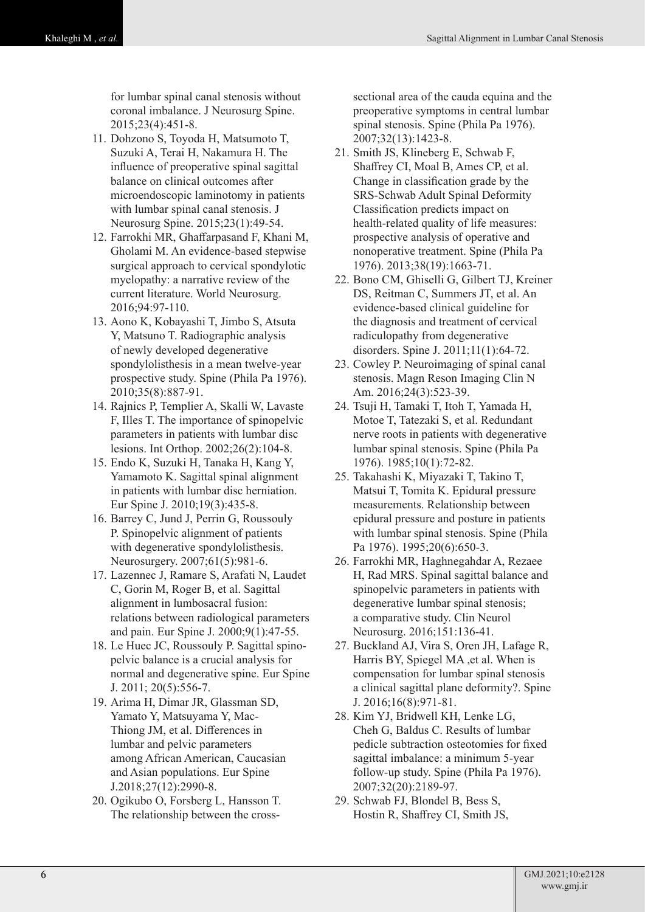for lumbar spinal canal stenosis without coronal imbalance. J Neurosurg Spine. 2015;23(4):451-8.

11. Dohzono S, Toyoda H, Matsumoto T, Suzuki A, Terai H, Nakamura H. The influence of preoperative spinal sagittal balance on clinical outcomes after microendoscopic laminotomy in patients with lumbar spinal canal stenosis. J Neurosurg Spine. 2015;23(1):49-54.
12. Farrokhi MR, Ghaffarpasand F, Khani M, Gholami M. An evidence-based stepwise surgical approach to cervical spondylotic myelopathy: a narrative review of the current literature. World Neurosurg. 2016;94:97-110.
13. Aono K, Kobayashi T, Jimbo S, Atsuta Y, Matsuno T. Radiographic analysis of newly developed degenerative spondylolisthesis in a mean twelve-year prospective study. Spine (Phila Pa 1976). 2010;35(8):887-91.
14. Rajnics P, Templier A, Skalli W, Lavaste F, Illes T. The importance of spinopelvic parameters in patients with lumbar disc lesions. Int Orthop. 2002;26(2):104-8.
15. Endo K, Suzuki H, Tanaka H, Kang Y, Yamamoto K. Sagittal spinal alignment in patients with lumbar disc herniation. Eur Spine J. 2010;19(3):435-8.
16. Barrey C, Jund J, Perrin G, Roussouly P. Spinopelvic alignment of patients with degenerative spondylolisthesis. Neurosurgery. 2007;61(5):981-6.
17. Lazennec J, Ramare S, Arafati N, Laudet C, Gorin M, Roger B, et al. Sagittal alignment in lumbosacral fusion: relations between radiological parameters and pain. Eur Spine J. 2000;9(1):47-55.
18. Le Huec JC, Roussouly P. Sagittal spino-pelvic balance is a crucial analysis for normal and degenerative spine. Eur Spine J. 2011; 20(5):556-7.
19. Arima H, Dimar JR, Glassman SD, Yamato Y, Matsuyama Y, Mac-Thiong JM, et al. Differences in lumbar and pelvic parameters among African American, Caucasian and Asian populations. Eur Spine J.2018;27(12):2990-8.
20. Ogikubo O, Forsberg L, Hansson T. The relationship between the cross-sectional area of the cauda equina and the preoperative symptoms in central lumbar spinal stenosis. Spine (Phila Pa 1976). 2007;32(13):1423-8.
21. Smith JS, Klineberg E, Schwab F, Shaffrey CI, Moal B, Ames CP, et al. Change in classification grade by the SRS-Schwab Adult Spinal Deformity Classification predicts impact on health-related quality of life measures: prospective analysis of operative and nonoperative treatment. Spine (Phila Pa 1976). 2013;38(19):1663-71.
22. Bono CM, Ghiselli G, Gilbert TJ, Kreiner DS, Reitman C, Summers JT, et al. An evidence-based clinical guideline for the diagnosis and treatment of cervical radiculopathy from degenerative disorders. Spine J. 2011;11(1):64-72.
23. Cowley P. Neuroimaging of spinal canal stenosis. Magn Reson Imaging Clin N Am. 2016;24(3):523-39.
24. Tsuji H, Tamaki T, Itoh T, Yamada H, Motoe T, Tatezaki S, et al. Redundant nerve roots in patients with degenerative lumbar spinal stenosis. Spine (Phila Pa 1976). 1985;10(1):72-82.
25. Takahashi K, Miyazaki T, Takino T, Matsui T, Tomita K. Epidural pressure measurements. Relationship between epidural pressure and posture in patients with lumbar spinal stenosis. Spine (Phila Pa 1976). 1995;20(6):650-3.
26. Farrokhi MR, Haghnegahdar A, Rezaee H, Rad MRS. Spinal sagittal balance and spinopelvic parameters in patients with degenerative lumbar spinal stenosis; a comparative study. Clin Neurol Neurosurg. 2016;151:136-41.
27. Buckland AJ, Vira S, Oren JH, Lafage R, Harris BY, Spiegel MA ,et al. When is compensation for lumbar spinal stenosis a clinical sagittal plane deformity?. Spine J. 2016;16(8):971-81.
28. Kim YJ, Bridwell KH, Lenke LG, Cheh G, Baldus C. Results of lumbar pedicle subtraction osteotomies for fixed sagittal imbalance: a minimum 5-year follow-up study. Spine (Phila Pa 1976). 2007;32(20):2189-97.
29. Schwab FJ, Blondel B, Bess S, Hostin R, Shaffrey CI, Smith JS,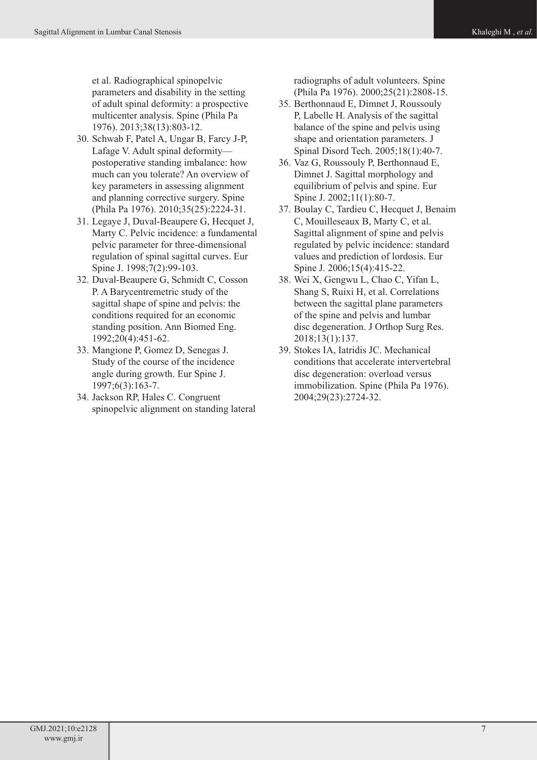et al. Radiographical spinopelvic parameters and disability in the setting of adult spinal deformity: a prospective multicenter analysis. Spine (Phila Pa 1976). 2013;38(13):803-12.

30. Schwab F, Patel A, Ungar B, Farcy J-P, Lafage V. Adult spinal deformity—postoperative standing imbalance: how much can you tolerate? An overview of key parameters in assessing alignment and planning corrective surgery. Spine (Phila Pa 1976). 2010;35(25):2224-31.
31. Legaye J, Duval-Beaupere G, Hecquet J, Marty C. Pelvic incidence: a fundamental pelvic parameter for three-dimensional regulation of spinal sagittal curves. Eur Spine J. 1998;7(2):99-103.
32. Duval-Beaupere G, Schmidt C, Cosson P. A Barycentremetric study of the sagittal shape of spine and pelvis: the conditions required for an economic standing position. Ann Biomed Eng. 1992;20(4):451-62.
33. Mangione P, Gomez D, Senegas J. Study of the course of the incidence angle during growth. Eur Spine J. 1997;6(3):163-7.
34. Jackson RP, Hales C. Congruent spinopelvic alignment on standing lateral radiographs of adult volunteers. Spine (Phila Pa 1976). 2000;25(21):2808-15.
35. Berthonnaud E, Dimnet J, Roussouly P, Labelle H. Analysis of the sagittal balance of the spine and pelvis using shape and orientation parameters. J Spinal Disord Tech. 2005;18(1):40-7.
36. Vaz G, Roussouly P, Berthonnaud E, Dimnet J. Sagittal morphology and equilibrium of pelvis and spine. Eur Spine J. 2002;11(1):80-7.
37. Boulay C, Tardieu C, Hecquet J, Benaim C, Mouilleseaux B, Marty C, et al. Sagittal alignment of spine and pelvis regulated by pelvic incidence: standard values and prediction of lordosis. Eur Spine J. 2006;15(4):415-22.
38. Wei X, Gengwu L, Chao C, Yifan L, Shang S, Ruixi H, et al. Correlations between the sagittal plane parameters of the spine and pelvis and lumbar disc degeneration. J Orthop Surg Res. 2018;13(1):137.
39. Stokes IA, Iatridis JC. Mechanical conditions that accelerate intervertebral disc degeneration: overload versus immobilization. Spine (Phila Pa 1976). 2004;29(23):2724-32.